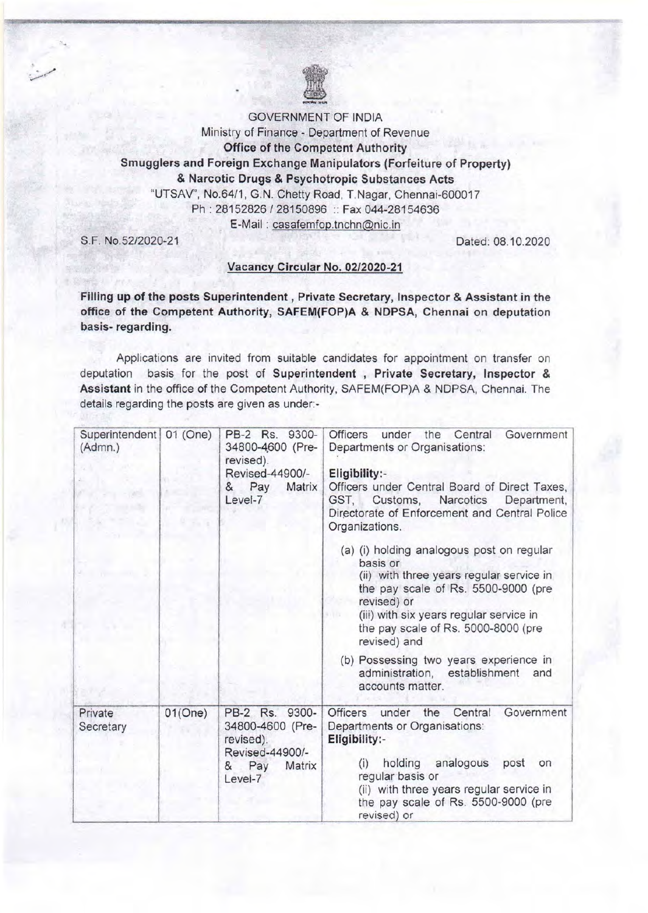GOVERNMENT OF INDIA

Ministry of Finance - Department of Revenue

**Office of the Competent Authority**

**Smugglers and Foreign Exchange Manipulators (Forfeiture of Property) & Narcotic Drugs & Psychotropic Substances Acts**

"UTSAV", No.64/1, G.N. Chetty Road, T.Nagar, Chennai-600017

Ph : 28152826 / 28150896 :: Fax 044-28154636

E-Mail : casafemfop.tnchn@nic.in

S.F. No.52/2020-21 Dated: 08.10.2020

**Vacancy Circular No. 02/2020-21**

**Filling up of the posts Superintendent , Private Secretary, Inspector & Assistant in the office of the Competent Authority, SAFEM(FOP)A & NDPSA, Chennai on deputation basis- regarding.**

Applications are invited from suitable candidates for appointment on transfer on deputation basis for the post of **Superintendent , Private Secretary, Inspector & Assistant** in the office of the Competent Authority, SAFEM(FOP)A & NDPSA, Chennai. The details regarding the posts are given as under:-

| | | | |
|---|---|---|---|
| Superintendent (Admn.) | 01 (One) | PB-2 Rs. 9300-34800-4600 (Pre-revised). Revised-44900/- & Pay Matrix Level-7 | Officers under the Central Government Departments or Organisations:<br><br>**Eligibility:-**<br>Officers under Central Board of Direct Taxes, GST, Customs, Narcotics Department, Directorate of Enforcement and Central Police Organizations.<br><br>(a) (i) holding analogous post on regular basis or<br>(ii) with three years regular service in the pay scale of Rs. 5500-9000 (pre revised) or<br>(iii) with six years regular service in the pay scale of Rs. 5000-8000 (pre revised) and<br><br>(b) Possessing two years experience in administration, establishment and accounts matter. |
| Private Secretary | 01(One) | PB-2 Rs. 9300-34800-4600 (Pre-revised). Revised-44900/- & Pay Matrix Level-7 | Officers under the Central Government Departments or Organisations:<br>**Eligibility:-**<br>(i) holding analogous post on regular basis or<br>(ii) with three years regular service in the pay scale of Rs. 5500-9000 (pre revised) or |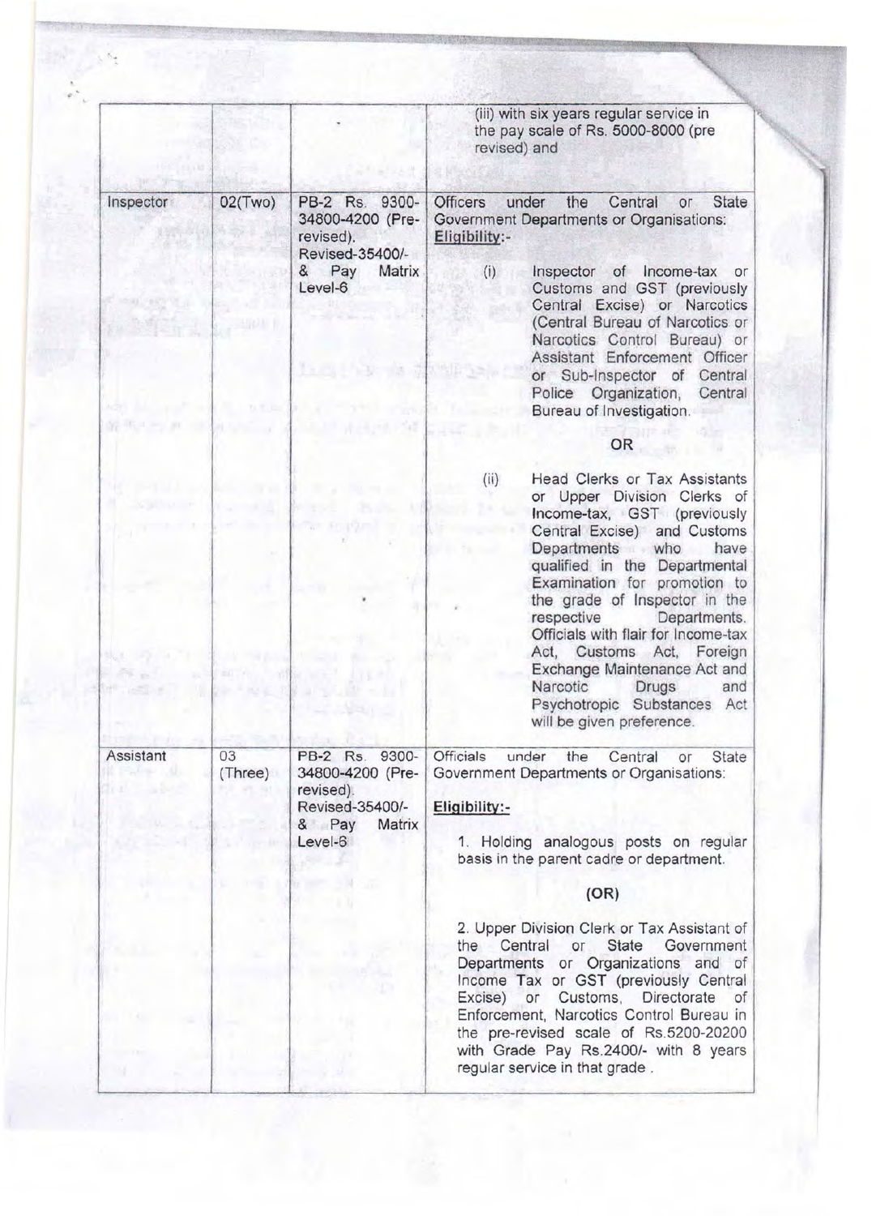| | | | |
|---|---|---|---|
| | | | (iii) with six years regular service in the pay scale of Rs. 5000-8000 (pre revised) and |
| Inspector | 02(Two) | PB-2 Rs. 9300-34800-4200 (Pre-revised). Revised-35400/- & Pay Matrix Level-6 | Officers under the Central or State Government Departments or Organisations:<br>**Eligibility:-**<br>(i) Inspector of Income-tax or Customs and GST (previously Central Excise) or Narcotics (Central Bureau of Narcotics or Narcotics Control Bureau) or Assistant Enforcement Officer or Sub-Inspector of Central Police Organization, Central Bureau of Investigation.<br>OR<br>(ii) Head Clerks or Tax Assistants or Upper Division Clerks of Income-tax, GST (previously Central Excise) and Customs Departments who have qualified in the Departmental Examination for promotion to the grade of Inspector in the respective Departments. Officials with flair for Income-tax Act, Customs Act, Foreign Exchange Maintenance Act and Narcotic Drugs and Psychotropic Substances Act will be given preference. |
| Assistant | 03 (Three) | PB-2 Rs. 9300-34800-4200 (Pre-revised). Revised-35400/- & Pay Matrix Level-6 | Officials under the Central or State Government Departments or Organisations:<br>**Eligibility:-**<br>1. Holding analogous posts on regular basis in the parent cadre or department.<br>(OR)<br>2. Upper Division Clerk or Tax Assistant of the Central or State Government Departments or Organizations and of Income Tax or GST (previously Central Excise) or Customs, Directorate of Enforcement, Narcotics Control Bureau in the pre-revised scale of Rs.5200-20200 with Grade Pay Rs.2400/- with 8 years regular service in that grade . |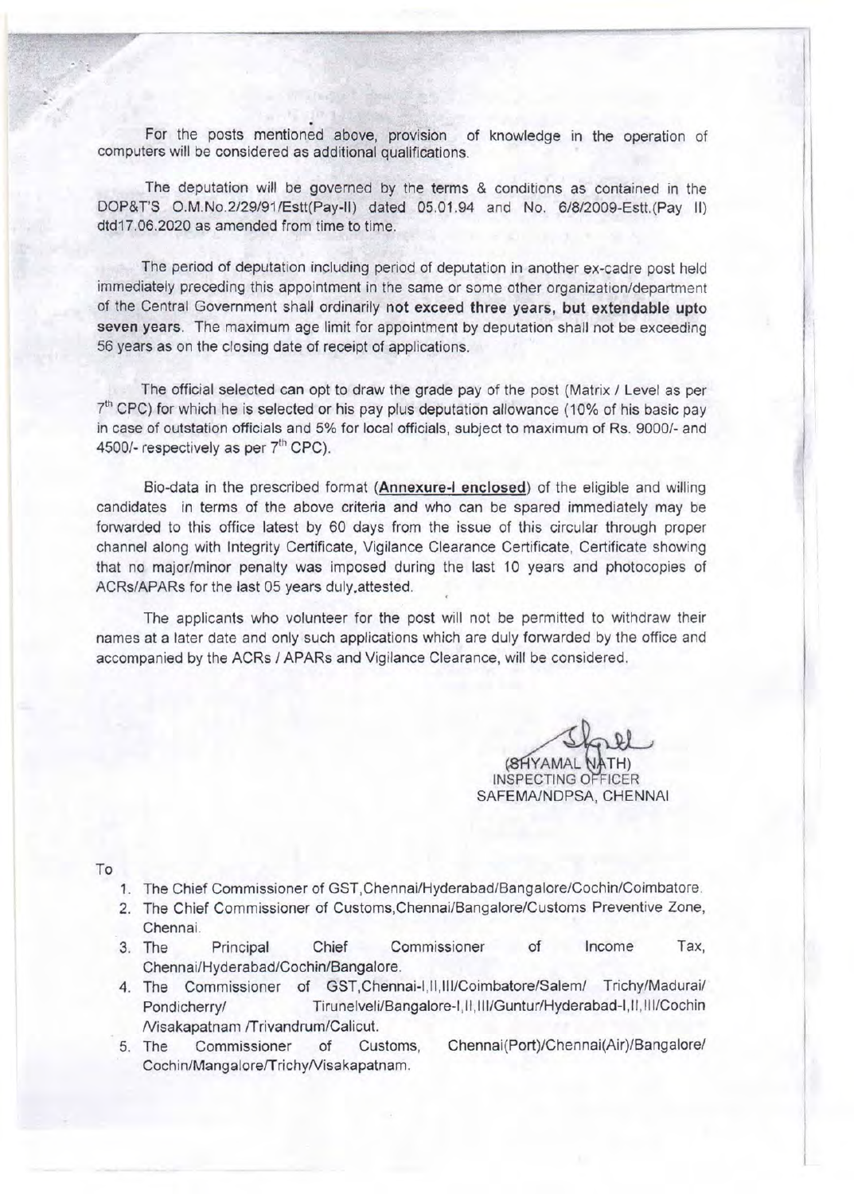For the posts mentioned above, provision of knowledge in the operation of computers will be considered as additional qualifications.

The deputation will be governed by the terms & conditions as contained in the DOP&T'S O.M.No.2/29/91/Estt(Pay-II) dated 05.01.94 and No. 6/8/2009-Estt.(Pay II) dtd17.06.2020 as amended from time to time.

The period of deputation including period of deputation in another ex-cadre post held immediately preceding this appointment in the same or some other organization/department of the Central Government shall ordinarily **not exceed three years, but extendable upto seven years**. The maximum age limit for appointment by deputation shall not be exceeding 56 years as on the closing date of receipt of applications.

The official selected can opt to draw the grade pay of the post (Matrix / Level as per 7th CPC) for which he is selected or his pay plus deputation allowance (10% of his basic pay in case of outstation officials and 5% for local officials, subject to maximum of Rs. 9000/- and 4500/- respectively as per 7th CPC).

Bio-data in the prescribed format (**Annexure-I enclosed**) of the eligible and willing candidates in terms of the above criteria and who can be spared immediately may be forwarded to this office latest by 60 days from the issue of this circular through proper channel along with Integrity Certificate, Vigilance Clearance Certificate, Certificate showing that no major/minor penalty was imposed during the last 10 years and photocopies of ACRs/APARs for the last 05 years duly attested.

The applicants who volunteer for the post will not be permitted to withdraw their names at a later date and only such applications which are duly forwarded by the office and accompanied by the ACRs / APARs and Vigilance Clearance, will be considered.

(SHYAMAL NATH)
INSPECTING OFFICER
SAFEMA/NDPSA, CHENNAI

To

1. The Chief Commissioner of GST,Chennai/Hyderabad/Bangalore/Cochin/Coimbatore.
2. The Chief Commissioner of Customs,Chennai/Bangalore/Customs Preventive Zone, Chennai.
3. The Principal Chief Commissioner of Income Tax, Chennai/Hyderabad/Cochin/Bangalore.
4. The Commissioner of GST,Chennai-I,II,III/Coimbatore/Salem/ Trichy/Madurai/ Pondicherry/ Tirunelveli/Bangalore-I,II,III/Guntur/Hyderabad-I,II,III/Cochin /Visakapatnam /Trivandrum/Calicut.
5. The Commissioner of Customs, Chennai(Port)/Chennai(Air)/Bangalore/ Cochin/Mangalore/Trichy/Visakapatnam.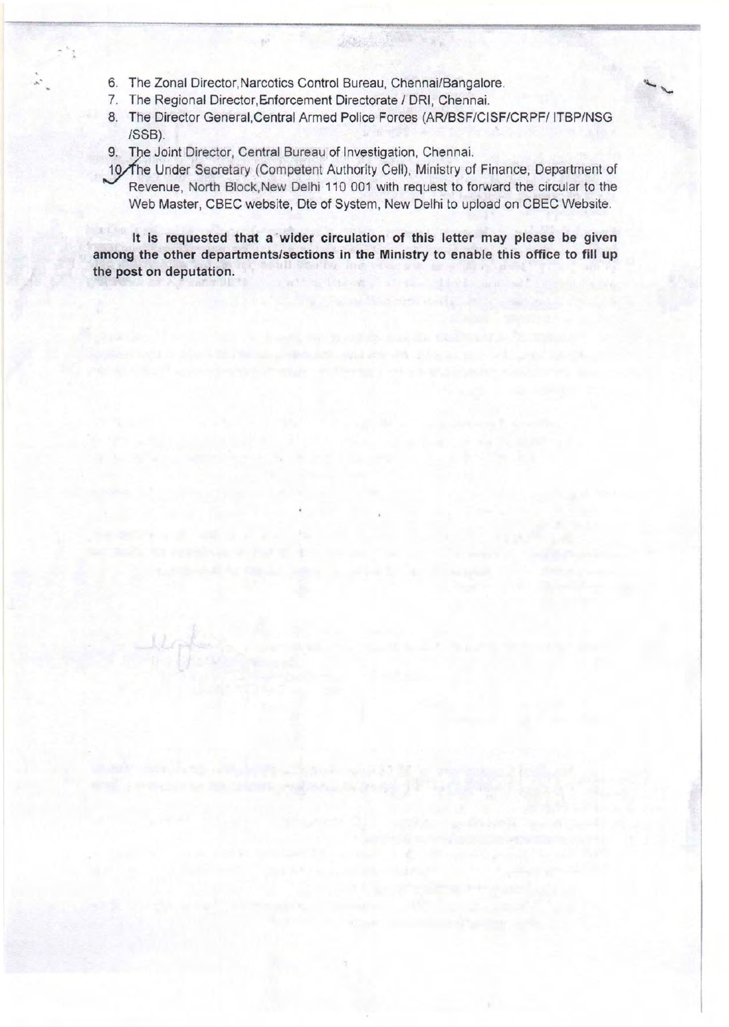6. The Zonal Director,Narcotics Control Bureau, Chennai/Bangalore.
7. The Regional Director,Enforcement Directorate / DRI, Chennai.
8. The Director General,Central Armed Police Forces (AR/BSF/CISF/CRPF/ ITBP/NSG /SSB).
9. The Joint Director, Central Bureau of Investigation, Chennai.
10. The Under Secretary (Competent Authority Cell), Ministry of Finance, Department of Revenue, North Block,New Delhi 110 001 with request to forward the circular to the Web Master, CBEC website, Dte of System, New Delhi to upload on CBEC Website.

**It is requested that a wider circulation of this letter may please be given among the other departments/sections in the Ministry to enable this office to fill up the post on deputation.**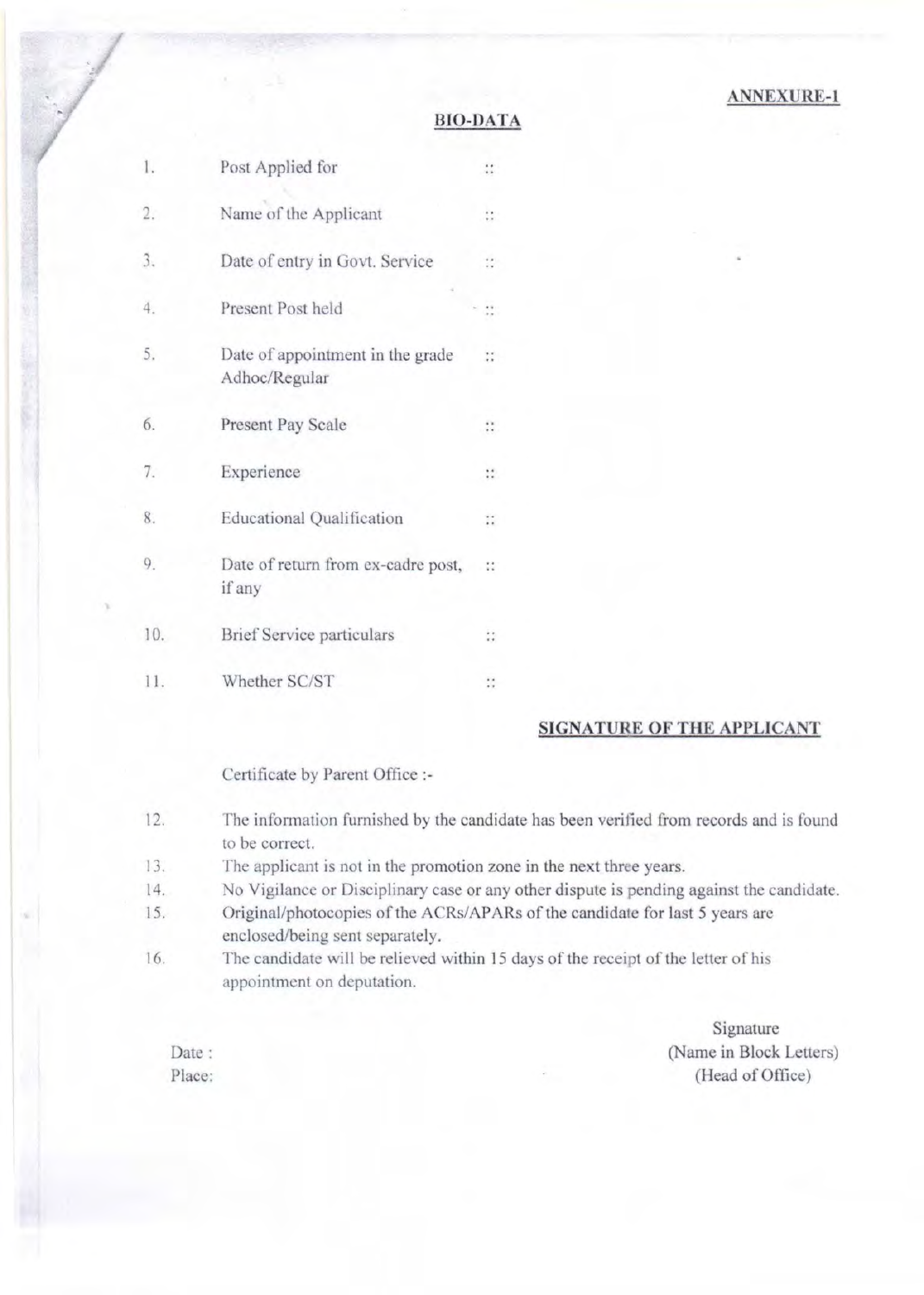**ANNEXURE-1**

## BIO-DATA

| | | |
|---|---|---|
| 1. | Post Applied for | :: |
| 2. | Name of the Applicant | :: |
| 3. | Date of entry in Govt. Service | :: |
| 4. | Present Post held | :: |
| 5. | Date of appointment in the grade Adhoc/Regular | :: |
| 6. | Present Pay Scale | :: |
| 7. | Experience | :: |
| 8. | Educational Qualification | :: |
| 9. | Date of return from ex-cadre post, if any | :: |
| 10. | Brief Service particulars | :: |
| 11. | Whether SC/ST | :: |

**SIGNATURE OF THE APPLICANT**

Certificate by Parent Office :-

12. The information furnished by the candidate has been verified from records and is found to be correct.
13. The applicant is not in the promotion zone in the next three years.
14. No Vigilance or Disciplinary case or any other dispute is pending against the candidate.
15. Original/photocopies of the ACRs/APARs of the candidate for last 5 years are enclosed/being sent separately.
16. The candidate will be relieved within 15 days of the receipt of the letter of his appointment on deputation.

Date :
Place:

Signature
(Name in Block Letters)
(Head of Office)